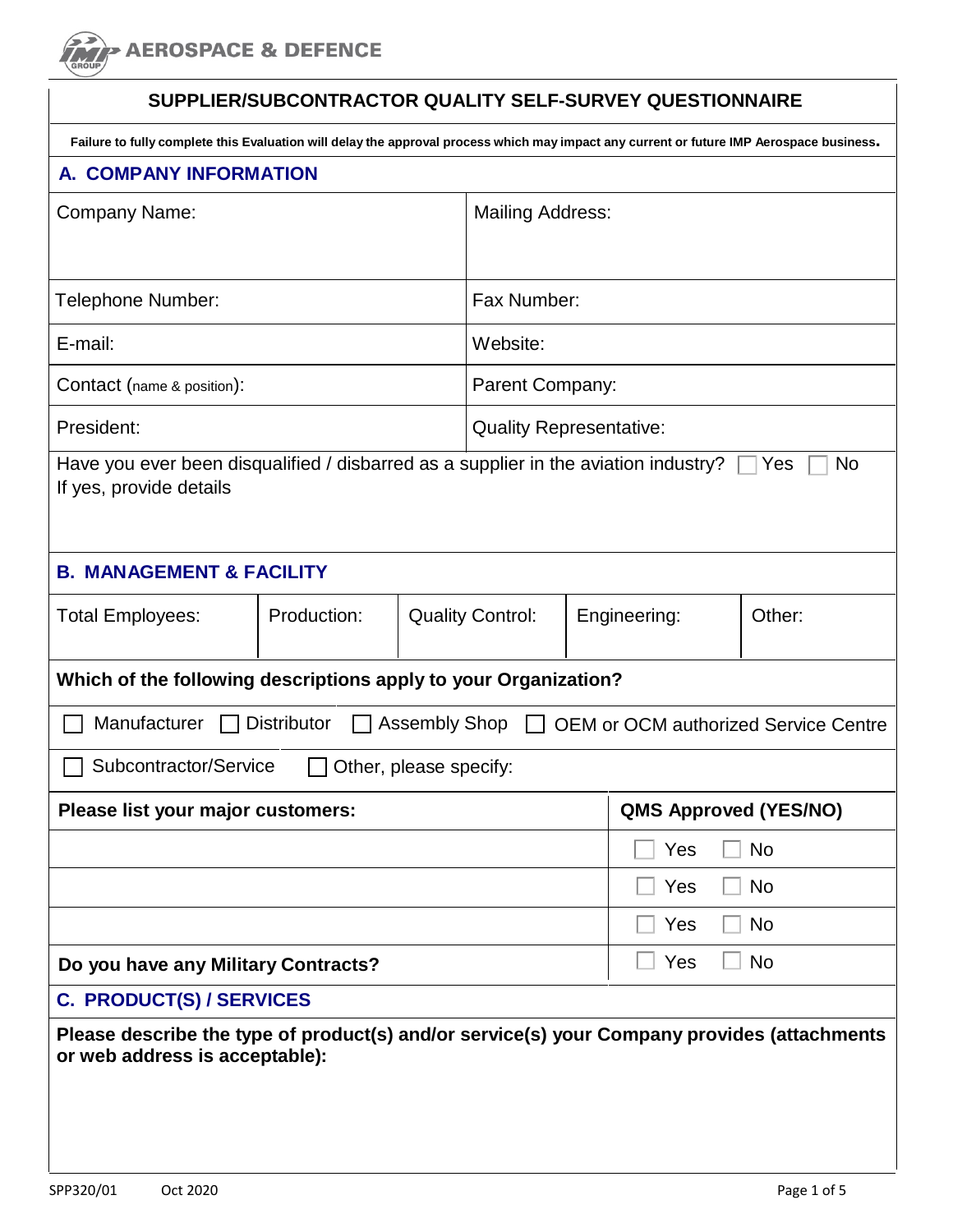AEROSPACE & DEFENCE

# SUPPLIER/SUBCONTRACTOR QUALITY SELF-SURVEY QUESTIONNAIRE

**Failure to fully complete this Evaluation will delay the approval process which may impact any current or future IMP Aerospace business.**

## A. COMPANY INFORMATION

| | |
|---|---|
| Company Name: | Mailing Address: |
| Telephone Number: | Fax Number: |
| E-mail: | Website: |
| Contact (name & position): | Parent Company: |
| President: | Quality Representative: |

Have you ever been disqualified / disbarred as a supplier in the aviation industry? ☐ Yes ☐ No
If yes, provide details

## B. MANAGEMENT & FACILITY

| Total Employees: | Production: | Quality Control: | Engineering: | Other: |
|---|---|---|---|---|
| | | | | |

**Which of the following descriptions apply to your Organization?**

☐ Manufacturer ☐ Distributor ☐ Assembly Shop ☐ OEM or OCM authorized Service Centre

☐ Subcontractor/Service ☐ Other, please specify:

| **Please list your major customers:** | **QMS Approved (YES/NO)** |
|---|---|
| | ☐ Yes ☐ No |
| | ☐ Yes ☐ No |
| | ☐ Yes ☐ No |
| **Do you have any Military Contracts?** | ☐ Yes ☐ No |

## C. PRODUCT(S) / SERVICES

**Please describe the type of product(s) and/or service(s) your Company provides (attachments or web address is acceptable):**

SPP320/01 Oct 2020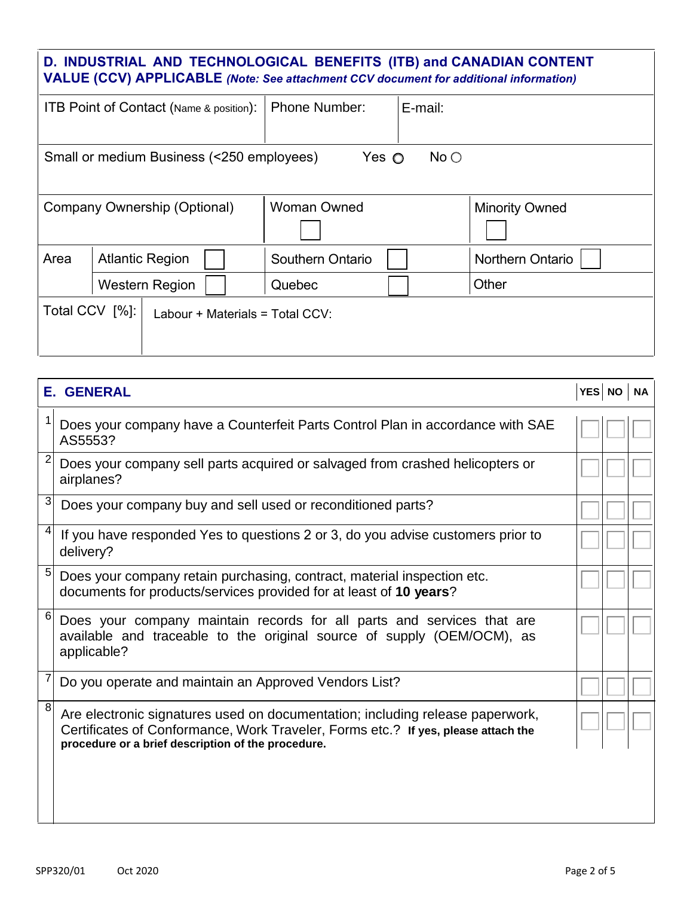## D. INDUSTRIAL AND TECHNOLOGICAL BENEFITS (ITB) and CANADIAN CONTENT VALUE (CCV) APPLICABLE *(Note: See attachment CCV document for additional information)*

| ITB Point of Contact (Name & position): | Phone Number: | E-mail: |
|---|---|---|
| | | |

Small or medium Business (<250 employees) Yes ○ No ○

| Company Ownership (Optional) | Woman Owned ☐ | Minority Owned ☐ |
|---|---|---|

| Area | | | |
|---|---|---|---|
| | Atlantic Region ☐ | Southern Ontario ☐ | Northern Ontario ☐ |
| | Western Region ☐ | Quebec ☐ | Other |

| Total CCV [%]: | Labour + Materials = Total CCV: |
|---|---|

## E. GENERAL

| # | Question | YES | NO | NA |
|---|---|---|---|---|
| 1 | Does your company have a Counterfeit Parts Control Plan in accordance with SAE AS5553? | ☐ | ☐ | ☐ |
| 2 | Does your company sell parts acquired or salvaged from crashed helicopters or airplanes? | ☐ | ☐ | ☐ |
| 3 | Does your company buy and sell used or reconditioned parts? | ☐ | ☐ | ☐ |
| 4 | If you have responded Yes to questions 2 or 3, do you advise customers prior to delivery? | ☐ | ☐ | ☐ |
| 5 | Does your company retain purchasing, contract, material inspection etc. documents for products/services provided for at least of **10 years**? | ☐ | ☐ | ☐ |
| 6 | Does your company maintain records for all parts and services that are available and traceable to the original source of supply (OEM/OCM), as applicable? | ☐ | ☐ | ☐ |
| 7 | Do you operate and maintain an Approved Vendors List? | ☐ | ☐ | ☐ |
| 8 | Are electronic signatures used on documentation; including release paperwork, Certificates of Conformance, Work Traveler, Forms etc.? **If yes, please attach the procedure or a brief description of the procedure.** | ☐ | ☐ | ☐ |

SPP320/01 Oct 2020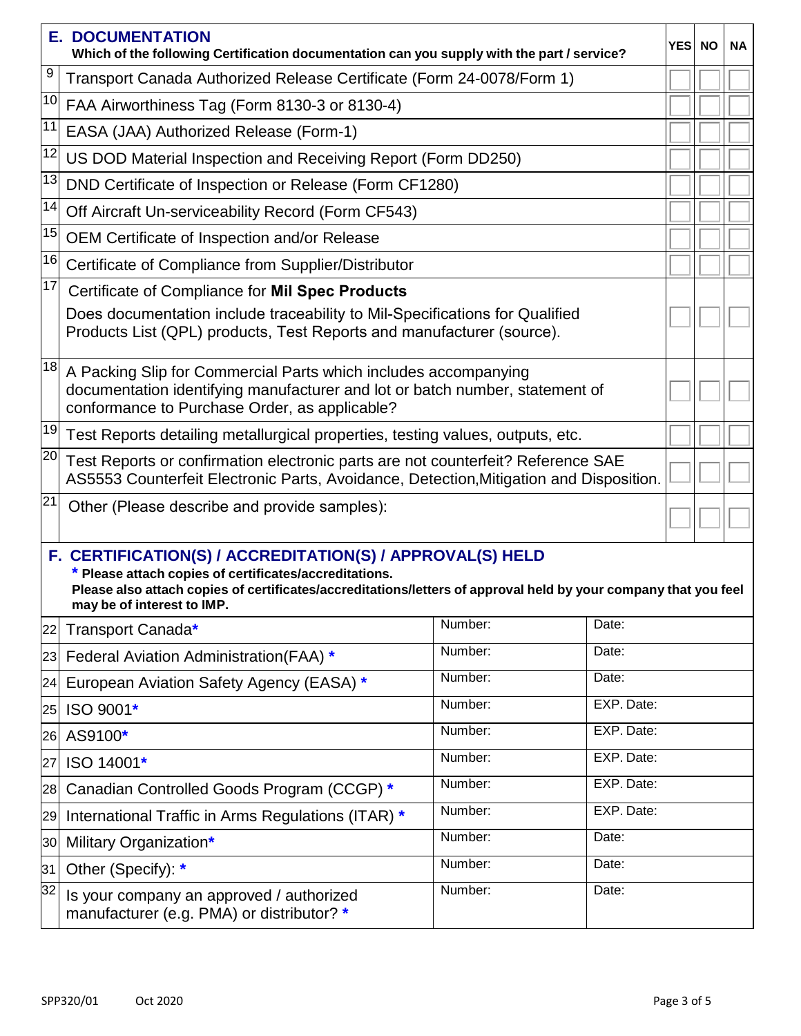| | E. DOCUMENTATION<br>Which of the following Certification documentation can you supply with the part / service? | YES | NO | NA |
|---|---|---|---|---|
| 9 | Transport Canada Authorized Release Certificate (Form 24-0078/Form 1) | | | |
| 10 | FAA Airworthiness Tag (Form 8130-3 or 8130-4) | | | |
| 11 | EASA (JAA) Authorized Release (Form-1) | | | |
| 12 | US DOD Material Inspection and Receiving Report (Form DD250) | | | |
| 13 | DND Certificate of Inspection or Release (Form CF1280) | | | |
| 14 | Off Aircraft Un-serviceability Record (Form CF543) | | | |
| 15 | OEM Certificate of Inspection and/or Release | | | |
| 16 | Certificate of Compliance from Supplier/Distributor | | | |
| 17 | Certificate of Compliance for **Mil Spec Products**<br>Does documentation include traceability to Mil-Specifications for Qualified Products List (QPL) products, Test Reports and manufacturer (source). | | | |
| 18 | A Packing Slip for Commercial Parts which includes accompanying documentation identifying manufacturer and lot or batch number, statement of conformance to Purchase Order, as applicable? | | | |
| 19 | Test Reports detailing metallurgical properties, testing values, outputs, etc. | | | |
| 20 | Test Reports or confirmation electronic parts are not counterfeit? Reference SAE AS5553 Counterfeit Electronic Parts, Avoidance, Detection,Mitigation and Disposition. | | | |
| 21 | Other (Please describe and provide samples): | | | |

## F. CERTIFICATION(S) / ACCREDITATION(S) / APPROVAL(S) HELD

**\* Please attach copies of certificates/accreditations.**
**Please also attach copies of certificates/accreditations/letters of approval held by your company that you feel may be of interest to IMP.**

| | | | |
|---|---|---|---|
| 22 | Transport Canada* | Number: | Date: |
| 23 | Federal Aviation Administration(FAA) * | Number: | Date: |
| 24 | European Aviation Safety Agency (EASA) * | Number: | Date: |
| 25 | ISO 9001* | Number: | EXP. Date: |
| 26 | AS9100* | Number: | EXP. Date: |
| 27 | ISO 14001* | Number: | EXP. Date: |
| 28 | Canadian Controlled Goods Program (CCGP) * | Number: | EXP. Date: |
| 29 | International Traffic in Arms Regulations (ITAR) * | Number: | EXP. Date: |
| 30 | Military Organization* | Number: | Date: |
| 31 | Other (Specify): * | Number: | Date: |
| 32 | Is your company an approved / authorized manufacturer (e.g. PMA) or distributor? * | Number: | Date: |

SPP320/01 Oct 2020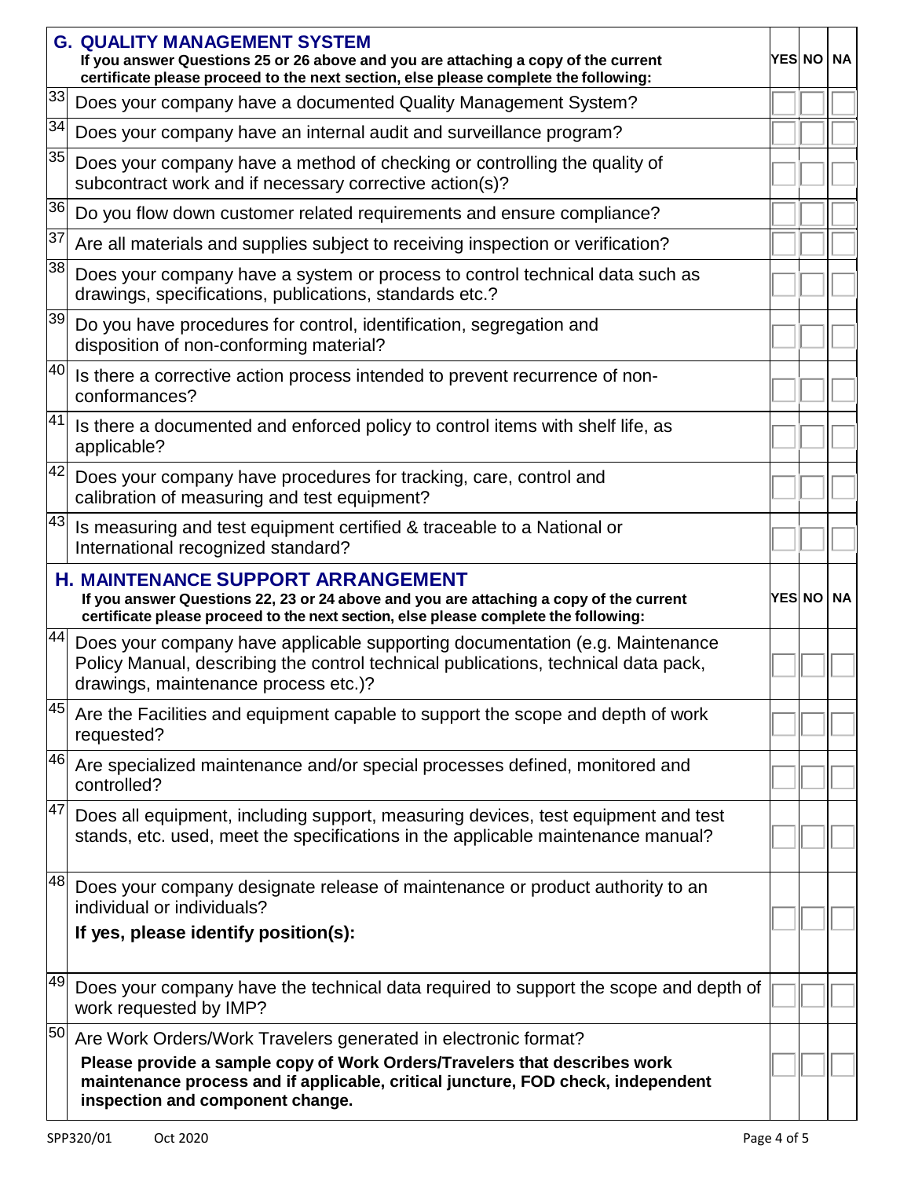| | G. QUALITY MANAGEMENT SYSTEM<br>**If you answer Questions 25 or 26 above and you are attaching a copy of the current certificate please proceed to the next section, else please complete the following:** | YES | NO | NA |
|---|---|---|---|---|
| 33 | Does your company have a documented Quality Management System? | | | |
| 34 | Does your company have an internal audit and surveillance program? | | | |
| 35 | Does your company have a method of checking or controlling the quality of subcontract work and if necessary corrective action(s)? | | | |
| 36 | Do you flow down customer related requirements and ensure compliance? | | | |
| 37 | Are all materials and supplies subject to receiving inspection or verification? | | | |
| 38 | Does your company have a system or process to control technical data such as drawings, specifications, publications, standards etc.? | | | |
| 39 | Do you have procedures for control, identification, segregation and disposition of non-conforming material? | | | |
| 40 | Is there a corrective action process intended to prevent recurrence of non-conformances? | | | |
| 41 | Is there a documented and enforced policy to control items with shelf life, as applicable? | | | |
| 42 | Does your company have procedures for tracking, care, control and calibration of measuring and test equipment? | | | |
| 43 | Is measuring and test equipment certified & traceable to a National or International recognized standard? | | | |

| | H. MAINTENANCE SUPPORT ARRANGEMENT<br>**If you answer Questions 22, 23 or 24 above and you are attaching a copy of the current certificate please proceed to the next section, else please complete the following:** | YES | NO | NA |
|---|---|---|---|---|
| 44 | Does your company have applicable supporting documentation (e.g. Maintenance Policy Manual, describing the control technical publications, technical data pack, drawings, maintenance process etc.)? | | | |
| 45 | Are the Facilities and equipment capable to support the scope and depth of work requested? | | | |
| 46 | Are specialized maintenance and/or special processes defined, monitored and controlled? | | | |
| 47 | Does all equipment, including support, measuring devices, test equipment and test stands, etc. used, meet the specifications in the applicable maintenance manual? | | | |
| 48 | Does your company designate release of maintenance or product authority to an individual or individuals?<br>**If yes, please identify position(s):** | | | |
| 49 | Does your company have the technical data required to support the scope and depth of work requested by IMP? | | | |
| 50 | Are Work Orders/Work Travelers generated in electronic format?<br>**Please provide a sample copy of Work Orders/Travelers that describes work maintenance process and if applicable, critical juncture, FOD check, independent inspection and component change.** | | | |

SPP320/01 Oct 2020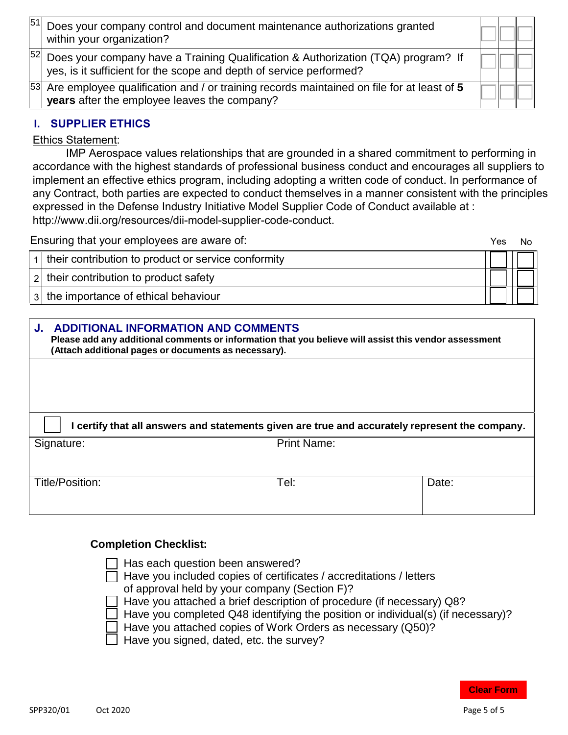| | | | | |
|---|---|---|---|---|
| 51 | Does your company control and document maintenance authorizations granted within your organization? | ☐ | ☐ | ☐ |
| 52 | Does your company have a Training Qualification & Authorization (TQA) program? If yes, is it sufficient for the scope and depth of service performed? | ☐ | ☐ | ☐ |
| 53 | Are employee qualification and / or training records maintained on file for at least of **5 years** after the employee leaves the company? | ☐ | ☐ | ☐ |

## I. SUPPLIER ETHICS

Ethics Statement:

IMP Aerospace values relationships that are grounded in a shared commitment to performing in accordance with the highest standards of professional business conduct and encourages all suppliers to implement an effective ethics program, including adopting a written code of conduct. In performance of any Contract, both parties are expected to conduct themselves in a manner consistent with the principles expressed in the Defense Industry Initiative Model Supplier Code of Conduct available at : http://www.dii.org/resources/dii-model-supplier-code-conduct.

| | Ensuring that your employees are aware of: | Yes | No |
|---|---|---|---|
| 1 | their contribution to product or service conformity | ☐ | ☐ |
| 2 | their contribution to product safety | ☐ | ☐ |
| 3 | the importance of ethical behaviour | ☐ | ☐ |

## J. ADDITIONAL INFORMATION AND COMMENTS

**Please add any additional comments or information that you believe will assist this vendor assessment (Attach additional pages or documents as necessary).**

☐ **I certify that all answers and statements given are true and accurately represent the company.**

| | | |
|---|---|---|
| Signature: | Print Name: | |
| Title/Position: | Tel: | Date: |

**Completion Checklist:**

- ☐ Has each question been answered?
- ☐ Have you included copies of certificates / accreditations / letters of approval held by your company (Section F)?
- ☐ Have you attached a brief description of procedure (if necessary) Q8?
- ☐ Have you completed Q48 identifying the position or individual(s) (if necessary)?
- ☐ Have you attached copies of Work Orders as necessary (Q50)?
- ☐ Have you signed, dated, etc. the survey?

Clear Form

SPP320/01 Oct 2020